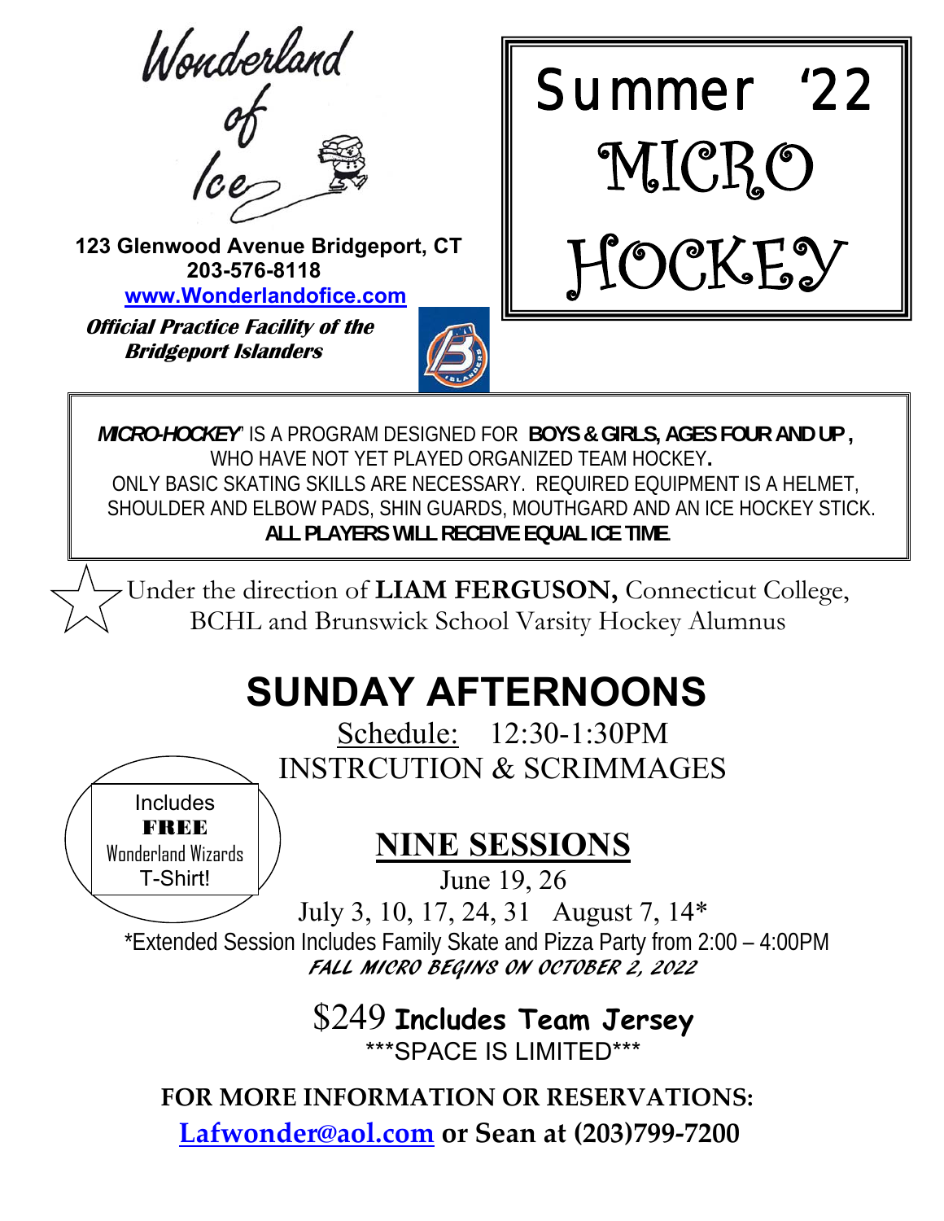Wonderland of Ice

**123 Glenwood Avenue Bridgeport, CT**
**203-576-8118**
**www.Wonderlandofice.com**

***Official Practice Facility of the Bridgeport Islanders***

# Summer '22 MICRO HOCKEY

***MICRO-HOCKEY*** IS A PROGRAM DESIGNED FOR **BOYS & GIRLS, AGES FOUR AND UP,** WHO HAVE NOT YET PLAYED ORGANIZED TEAM HOCKEY**.**
ONLY BASIC SKATING SKILLS ARE NECESSARY. REQUIRED EQUIPMENT IS A HELMET, SHOULDER AND ELBOW PADS, SHIN GUARDS, MOUTHGARD AND AN ICE HOCKEY STICK.
**ALL PLAYERS WILL RECEIVE EQUAL ICE TIME.**

Under the direction of **LIAM FERGUSON,** Connecticut College, BCHL and Brunswick School Varsity Hockey Alumnus

# SUNDAY AFTERNOONS

Schedule: 12:30-1:30PM
INSTRCUTION & SCRIMMAGES

Includes **FREE** Wonderland Wizards T-Shirt!

## NINE SESSIONS

June 19, 26
July 3, 10, 17, 24, 31 August 7, 14*

*Extended Session Includes Family Skate and Pizza Party from 2:00 – 4:00PM

***FALL MICRO BEGINS ON OCTOBER 2, 2022***

$249 **Includes Team Jersey**
***SPACE IS LIMITED***

**FOR MORE INFORMATION OR RESERVATIONS:**
**Lafwonder@aol.com or Sean at (203)799-7200**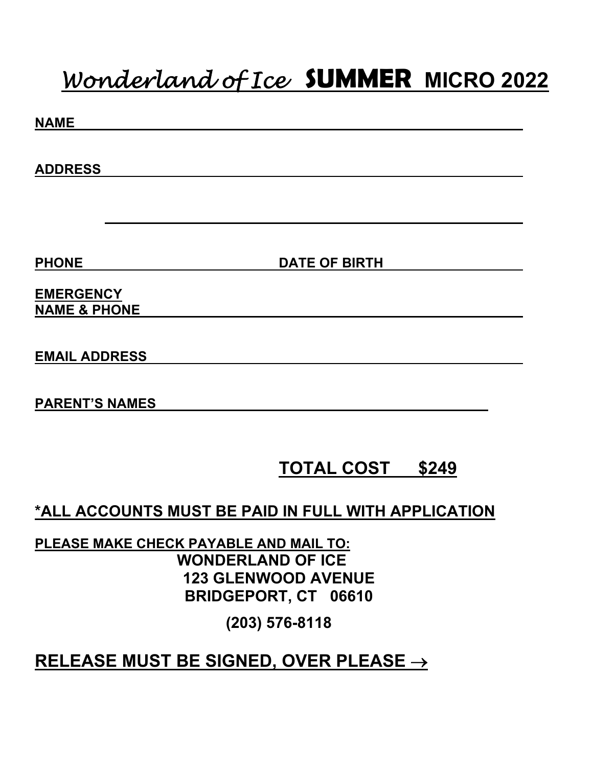# *Wonderland of Ice* SUMMER MICRO 2022

**NAME** \_\_\_\_\_\_\_\_\_\_\_\_\_\_\_\_\_\_\_\_\_\_\_\_\_\_\_\_\_\_\_\_\_\_\_\_\_\_\_\_\_\_\_\_\_\_\_\_

**ADDRESS** \_\_\_\_\_\_\_\_\_\_\_\_\_\_\_\_\_\_\_\_\_\_\_\_\_\_\_\_\_\_\_\_\_\_\_\_\_\_\_\_\_\_\_\_\_\_

\_\_\_\_\_\_\_\_\_\_\_\_\_\_\_\_\_\_\_\_\_\_\_\_\_\_\_\_\_\_\_\_\_\_\_\_\_\_\_\_\_\_\_\_\_\_\_\_

**PHONE** \_\_\_\_\_\_\_\_\_\_\_\_\_\_\_\_\_\_\_\_ **DATE OF BIRTH** \_\_\_\_\_\_\_\_\_\_\_\_\_\_\_\_\_\_\_\_

**EMERGENCY NAME & PHONE** \_\_\_\_\_\_\_\_\_\_\_\_\_\_\_\_\_\_\_\_\_\_\_\_\_\_\_\_\_\_\_\_\_\_\_\_\_\_\_\_

**EMAIL ADDRESS** \_\_\_\_\_\_\_\_\_\_\_\_\_\_\_\_\_\_\_\_\_\_\_\_\_\_\_\_\_\_\_\_\_\_\_\_\_\_\_\_

**PARENT'S NAMES** \_\_\_\_\_\_\_\_\_\_\_\_\_\_\_\_\_\_\_\_\_\_\_\_\_\_\_\_\_\_\_\_\_\_\_\_\_\_

## TOTAL COST $249

## *ALL ACCOUNTS MUST BE PAID IN FULL WITH APPLICATION

**PLEASE MAKE CHECK PAYABLE AND MAIL TO:**

**WONDERLAND OF ICE**
**123 GLENWOOD AVENUE**
**BRIDGEPORT, CT 06610**

**(203) 576-8118**

## RELEASE MUST BE SIGNED, OVER PLEASE →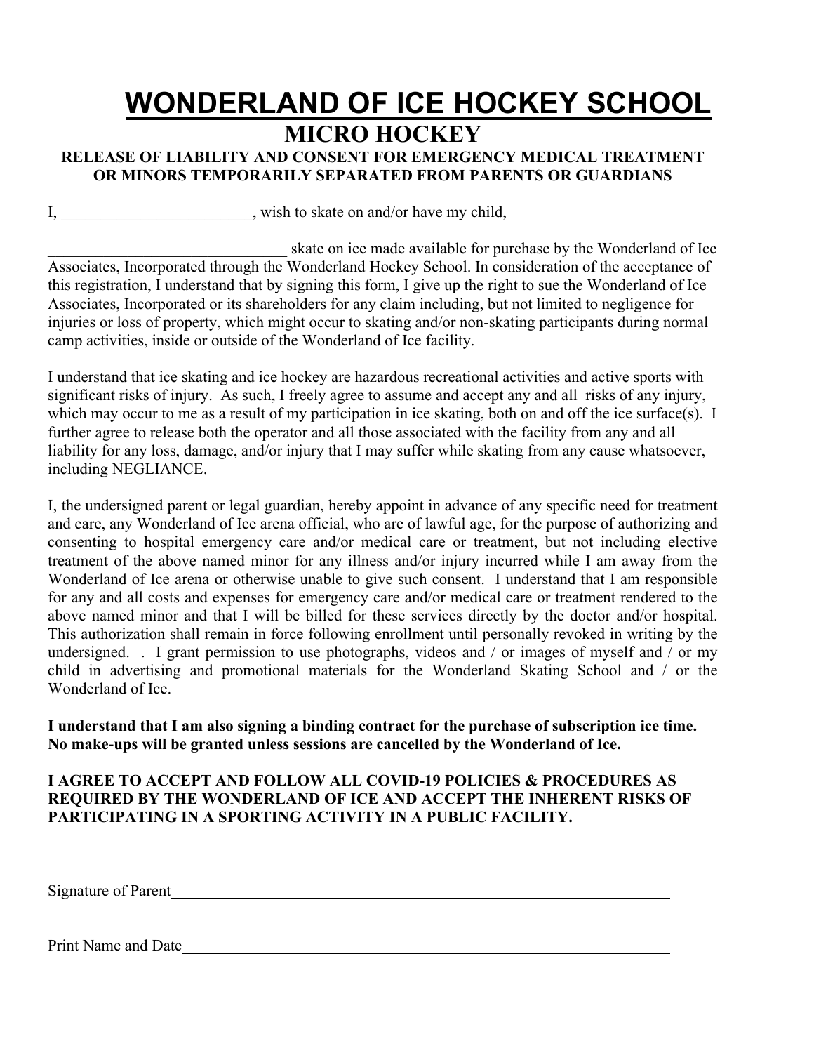# WONDERLAND OF ICE HOCKEY SCHOOL

## MICRO HOCKEY

### RELEASE OF LIABILITY AND CONSENT FOR EMERGENCY MEDICAL TREATMENT OR MINORS TEMPORARILY SEPARATED FROM PARENTS OR GUARDIANS

I, ________________________, wish to skate on and/or have my child,

______________________________ skate on ice made available for purchase by the Wonderland of Ice Associates, Incorporated through the Wonderland Hockey School. In consideration of the acceptance of this registration, I understand that by signing this form, I give up the right to sue the Wonderland of Ice Associates, Incorporated or its shareholders for any claim including, but not limited to negligence for injuries or loss of property, which might occur to skating and/or non-skating participants during normal camp activities, inside or outside of the Wonderland of Ice facility.

I understand that ice skating and ice hockey are hazardous recreational activities and active sports with significant risks of injury. As such, I freely agree to assume and accept any and all risks of any injury, which may occur to me as a result of my participation in ice skating, both on and off the ice surface(s). I further agree to release both the operator and all those associated with the facility from any and all liability for any loss, damage, and/or injury that I may suffer while skating from any cause whatsoever, including NEGLIANCE.

I, the undersigned parent or legal guardian, hereby appoint in advance of any specific need for treatment and care, any Wonderland of Ice arena official, who are of lawful age, for the purpose of authorizing and consenting to hospital emergency care and/or medical care or treatment, but not including elective treatment of the above named minor for any illness and/or injury incurred while I am away from the Wonderland of Ice arena or otherwise unable to give such consent. I understand that I am responsible for any and all costs and expenses for emergency care and/or medical care or treatment rendered to the above named minor and that I will be billed for these services directly by the doctor and/or hospital. This authorization shall remain in force following enrollment until personally revoked in writing by the undersigned. . I grant permission to use photographs, videos and / or images of myself and / or my child in advertising and promotional materials for the Wonderland Skating School and / or the Wonderland of Ice.

**I understand that I am also signing a binding contract for the purchase of subscription ice time. No make-ups will be granted unless sessions are cancelled by the Wonderland of Ice.**

**I AGREE TO ACCEPT AND FOLLOW ALL COVID-19 POLICIES & PROCEDURES AS REQUIRED BY THE WONDERLAND OF ICE AND ACCEPT THE INHERENT RISKS OF PARTICIPATING IN A SPORTING ACTIVITY IN A PUBLIC FACILITY.**

Signature of Parent____________________________________________________________________

Print Name and Date___________________________________________________________________